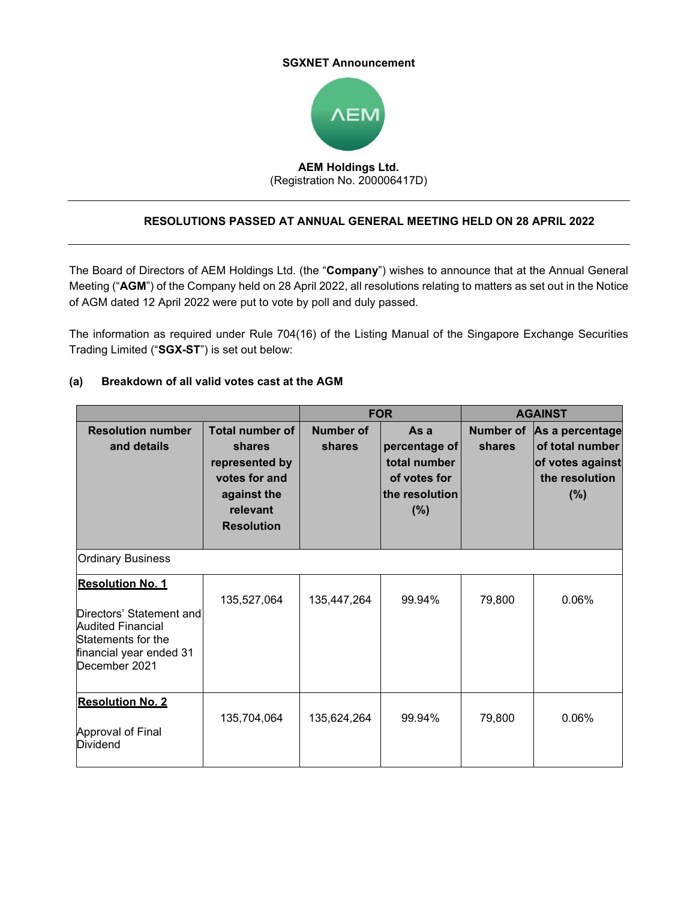**SGXNET Announcement**

**AEM Holdings Ltd.**
(Registration No. 200006417D)

---

**RESOLUTIONS PASSED AT ANNUAL GENERAL MEETING HELD ON 28 APRIL 2022**

---

The Board of Directors of AEM Holdings Ltd. (the "**Company**") wishes to announce that at the Annual General Meeting ("**AGM**") of the Company held on 28 April 2022, all resolutions relating to matters as set out in the Notice of AGM dated 12 April 2022 were put to vote by poll and duly passed.

The information as required under Rule 704(16) of the Listing Manual of the Singapore Exchange Securities Trading Limited ("**SGX-ST**") is set out below:

**(a) Breakdown of all valid votes cast at the AGM**

| | | FOR | | AGAINST | |
|---|---|---|---|---|---|
| **Resolution number and details** | **Total number of shares represented by votes for and against the relevant Resolution** | **Number of shares** | **As a percentage of total number of votes for the resolution (%)** | **Number of shares** | **As a percentage of total number of votes against the resolution (%)** |
| Ordinary Business | | | | | |
| **Resolution No. 1**<br><br>Directors' Statement and Audited Financial Statements for the financial year ended 31 December 2021 | 135,527,064 | 135,447,264 | 99.94% | 79,800 | 0.06% |
| **Resolution No. 2**<br><br>Approval of Final Dividend | 135,704,064 | 135,624,264 | 99.94% | 79,800 | 0.06% |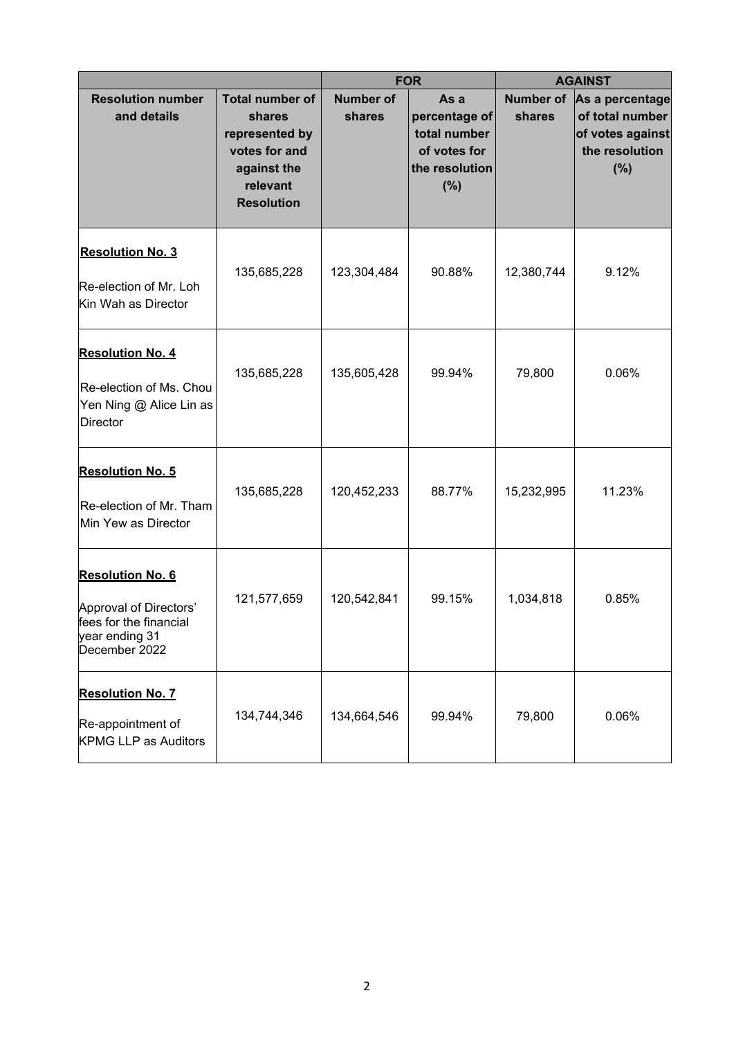| Resolution number and details | Total number of shares represented by votes for and against the relevant Resolution | FOR | | AGAINST | |
|---|---|---|---|---|---|
| | | Number of shares | As a percentage of total number of votes for the resolution (%) | Number of shares | As a percentage of total number of votes against the resolution (%) |
| **Resolution No. 3**<br>Re-election of Mr. Loh Kin Wah as Director | 135,685,228 | 123,304,484 | 90.88% | 12,380,744 | 9.12% |
| **Resolution No. 4**<br>Re-election of Ms. Chou Yen Ning @ Alice Lin as Director | 135,685,228 | 135,605,428 | 99.94% | 79,800 | 0.06% |
| **Resolution No. 5**<br>Re-election of Mr. Tham Min Yew as Director | 135,685,228 | 120,452,233 | 88.77% | 15,232,995 | 11.23% |
| **Resolution No. 6**<br>Approval of Directors' fees for the financial year ending 31 December 2022 | 121,577,659 | 120,542,841 | 99.15% | 1,034,818 | 0.85% |
| **Resolution No. 7**<br>Re-appointment of KPMG LLP as Auditors | 134,744,346 | 134,664,546 | 99.94% | 79,800 | 0.06% |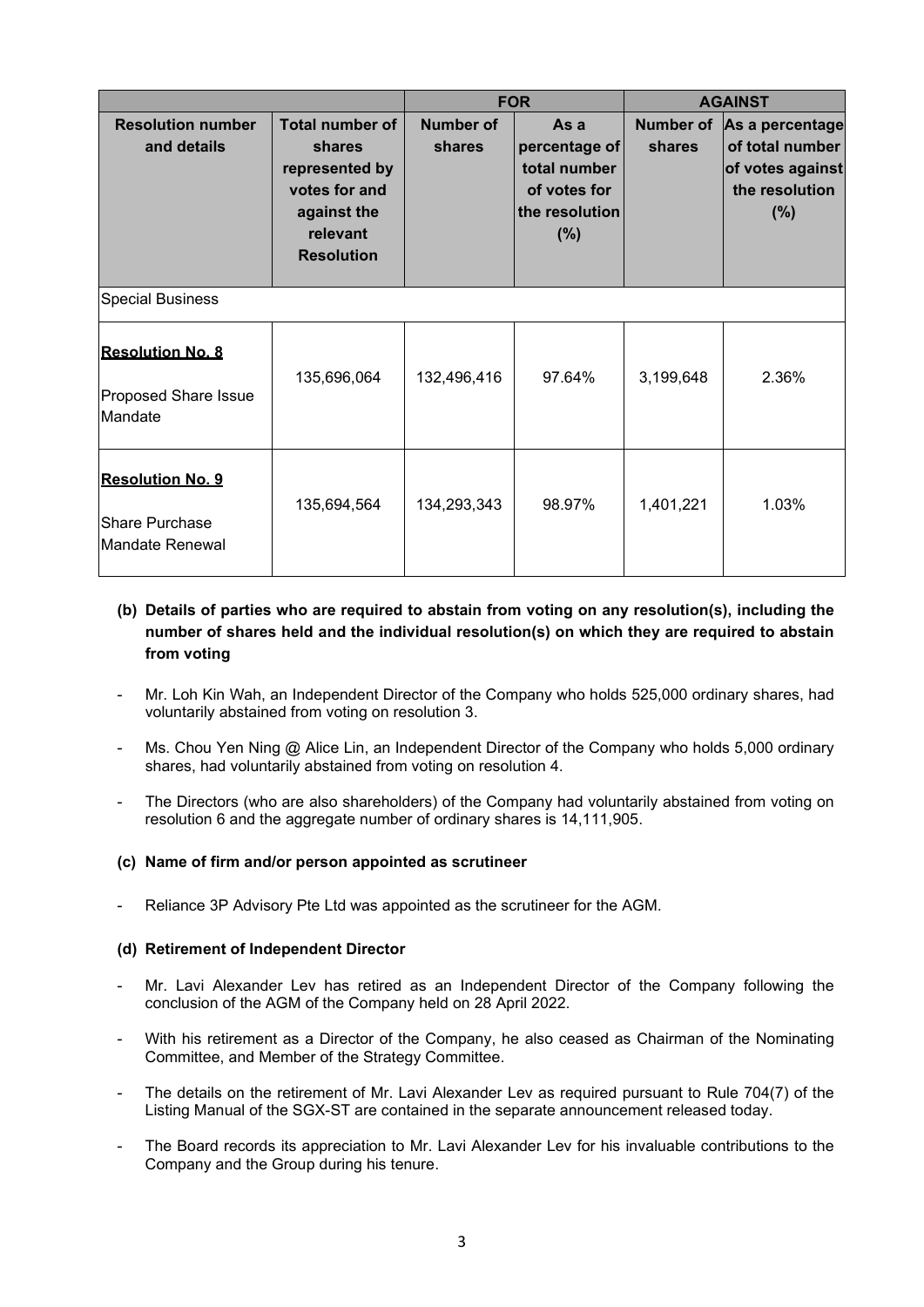| Resolution number and details | Total number of shares represented by votes for and against the relevant Resolution | FOR | | AGAINST | |
|---|---|---|---|---|---|
| | | Number of shares | As a percentage of total number of votes for the resolution (%) | Number of shares | As a percentage of total number of votes against the resolution (%) |
| Special Business | | | | | |
| **Resolution No. 8** Proposed Share Issue Mandate | 135,696,064 | 132,496,416 | 97.64% | 3,199,648 | 2.36% |
| **Resolution No. 9** Share Purchase Mandate Renewal | 135,694,564 | 134,293,343 | 98.97% | 1,401,221 | 1.03% |

**(b) Details of parties who are required to abstain from voting on any resolution(s), including the number of shares held and the individual resolution(s) on which they are required to abstain from voting**

- Mr. Loh Kin Wah, an Independent Director of the Company who holds 525,000 ordinary shares, had voluntarily abstained from voting on resolution 3.
- Ms. Chou Yen Ning @ Alice Lin, an Independent Director of the Company who holds 5,000 ordinary shares, had voluntarily abstained from voting on resolution 4.
- The Directors (who are also shareholders) of the Company had voluntarily abstained from voting on resolution 6 and the aggregate number of ordinary shares is 14,111,905.

**(c) Name of firm and/or person appointed as scrutineer**

- Reliance 3P Advisory Pte Ltd was appointed as the scrutineer for the AGM.

**(d) Retirement of Independent Director**

- Mr. Lavi Alexander Lev has retired as an Independent Director of the Company following the conclusion of the AGM of the Company held on 28 April 2022.
- With his retirement as a Director of the Company, he also ceased as Chairman of the Nominating Committee, and Member of the Strategy Committee.
- The details on the retirement of Mr. Lavi Alexander Lev as required pursuant to Rule 704(7) of the Listing Manual of the SGX-ST are contained in the separate announcement released today.
- The Board records its appreciation to Mr. Lavi Alexander Lev for his invaluable contributions to the Company and the Group during his tenure.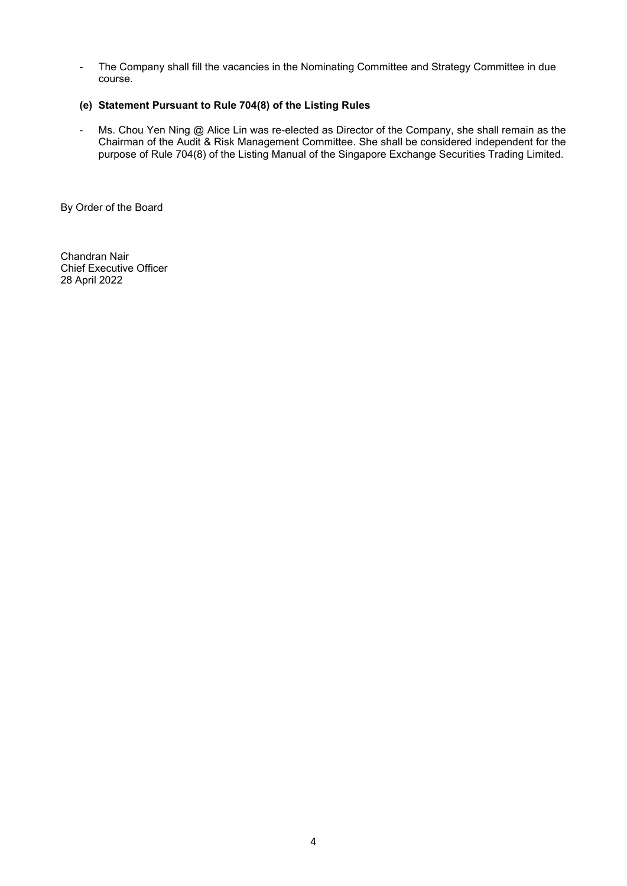- The Company shall fill the vacancies in the Nominating Committee and Strategy Committee in due course.

**(e) Statement Pursuant to Rule 704(8) of the Listing Rules**

- Ms. Chou Yen Ning @ Alice Lin was re-elected as Director of the Company, she shall remain as the Chairman of the Audit & Risk Management Committee. She shall be considered independent for the purpose of Rule 704(8) of the Listing Manual of the Singapore Exchange Securities Trading Limited.

By Order of the Board

Chandran Nair
Chief Executive Officer
28 April 2022